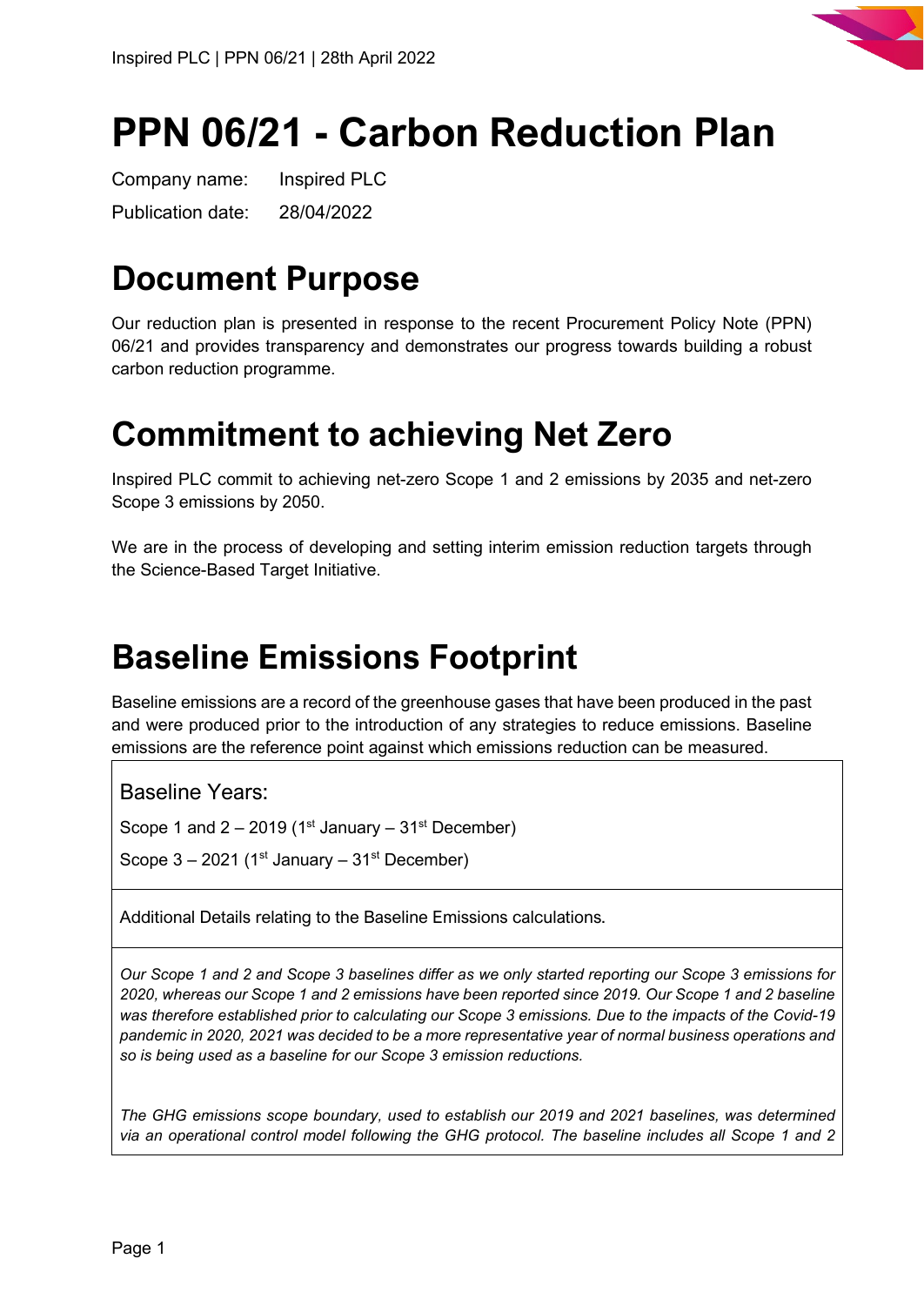# PPN 06/21 - Carbon Reduction Plan

Company name: Inspired PLC

Publication date: 28/04/2022

# Document Purpose

Our reduction plan is presented in response to the recent Procurement Policy Note (PPN) 06/21 and provides transparency and demonstrates our progress towards building a robust carbon reduction programme.

# Commitment to achieving Net Zero

Inspired PLC commit to achieving net-zero Scope 1 and 2 emissions by 2035 and net-zero Scope 3 emissions by 2050.

We are in the process of developing and setting interim emission reduction targets through the Science-Based Target Initiative.

# Baseline Emissions Footprint

Baseline emissions are a record of the greenhouse gases that have been produced in the past and were produced prior to the introduction of any strategies to reduce emissions. Baseline emissions are the reference point against which emissions reduction can be measured.

| Baseline Years:<br>Scope 1 and 2 – 2019 (1st January – 31st December)<br>Scope 3 – 2021 (1st January – 31st December) |
|---|
| Additional Details relating to the Baseline Emissions calculations. |
| *Our Scope 1 and 2 and Scope 3 baselines differ as we only started reporting our Scope 3 emissions for 2020, whereas our Scope 1 and 2 emissions have been reported since 2019. Our Scope 1 and 2 baseline was therefore established prior to calculating our Scope 3 emissions. Due to the impacts of the Covid-19 pandemic in 2020, 2021 was decided to be a more representative year of normal business operations and so is being used as a baseline for our Scope 3 emission reductions.*<br><br>*The GHG emissions scope boundary, used to establish our 2019 and 2021 baselines, was determined via an operational control model following the GHG protocol. The baseline includes all Scope 1 and 2* |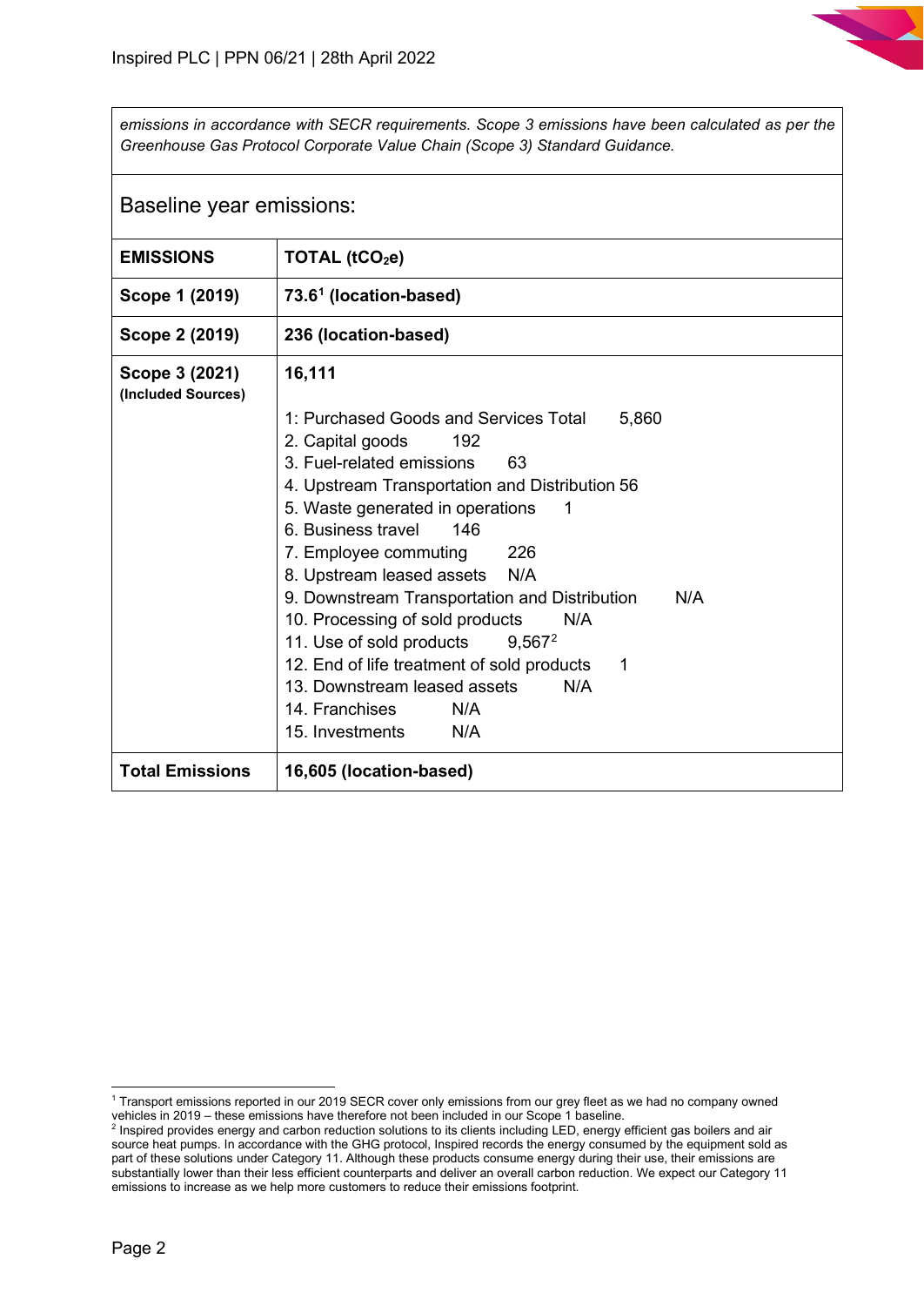*emissions in accordance with SECR requirements. Scope 3 emissions have been calculated as per the Greenhouse Gas Protocol Corporate Value Chain (Scope 3) Standard Guidance.*

## Baseline year emissions:

| EMISSIONS | TOTAL ($tCO_2e$) |
|---|---|
| **Scope 1 (2019)** | **73.6[1] (location-based)** |
| **Scope 2 (2019)** | **236 (location-based)** |
| **Scope 3 (2021) (Included Sources)** | **16,111**<br><br>1: Purchased Goods and Services Total 5,860<br>2. Capital goods 192<br>3. Fuel-related emissions 63<br>4. Upstream Transportation and Distribution 56<br>5. Waste generated in operations 1<br>6. Business travel 146<br>7. Employee commuting 226<br>8. Upstream leased assets N/A<br>9. Downstream Transportation and Distribution N/A<br>10. Processing of sold products N/A<br>11. Use of sold products 9,567[2]<br>12. End of life treatment of sold products 1<br>13. Downstream leased assets N/A<br>14. Franchises N/A<br>15. Investments N/A |
| **Total Emissions** | **16,605 (location-based)** |

[1] Transport emissions reported in our 2019 SECR cover only emissions from our grey fleet as we had no company owned vehicles in 2019 – these emissions have therefore not been included in our Scope 1 baseline.

[2] Inspired provides energy and carbon reduction solutions to its clients including LED, energy efficient gas boilers and air source heat pumps. In accordance with the GHG protocol, Inspired records the energy consumed by the equipment sold as part of these solutions under Category 11. Although these products consume energy during their use, their emissions are substantially lower than their less efficient counterparts and deliver an overall carbon reduction. We expect our Category 11 emissions to increase as we help more customers to reduce their emissions footprint.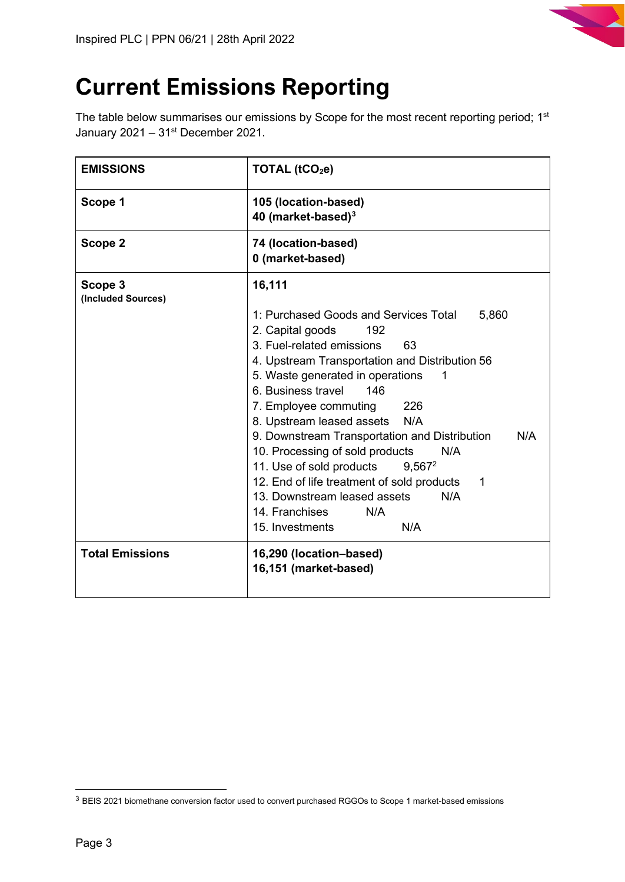# Current Emissions Reporting

The table below summarises our emissions by Scope for the most recent reporting period; 1st January 2021 – 31st December 2021.

| EMISSIONS | TOTAL ($tCO_2e$) |
| --- | --- |
| **Scope 1** | **105 (location-based)**<br>**40 (market-based)[3]** |
| **Scope 2** | **74 (location-based)**<br>**0 (market-based)** |
| **Scope 3**<br>**(Included Sources)** | **16,111**<br><br>1: Purchased Goods and Services Total 5,860<br>2. Capital goods 192<br>3. Fuel-related emissions 63<br>4. Upstream Transportation and Distribution 56<br>5. Waste generated in operations 1<br>6. Business travel 146<br>7. Employee commuting 226<br>8. Upstream leased assets N/A<br>9. Downstream Transportation and Distribution N/A<br>10. Processing of sold products N/A<br>11. Use of sold products 9,567[2]<br>12. End of life treatment of sold products 1<br>13. Downstream leased assets N/A<br>14. Franchises N/A<br>15. Investments N/A |
| **Total Emissions** | **16,290 (location–based)**<br>**16,151 (market-based)** |

[3] BEIS 2021 biomethane conversion factor used to convert purchased RGGOs to Scope 1 market-based emissions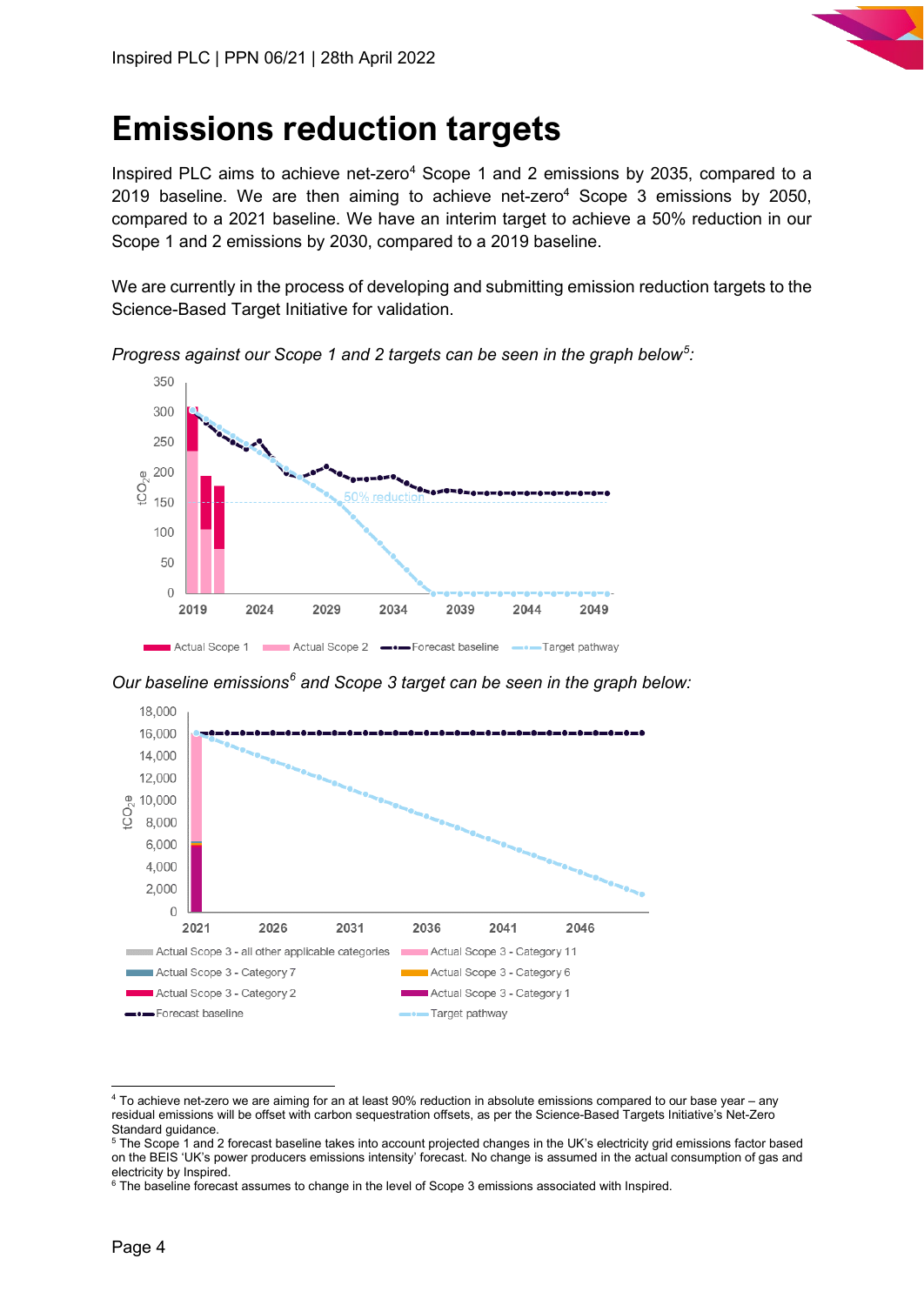# Emissions reduction targets

Inspired PLC aims to achieve net-zero[4] Scope 1 and 2 emissions by 2035, compared to a 2019 baseline. We are then aiming to achieve net-zero[4] Scope 3 emissions by 2050, compared to a 2021 baseline. We have an interim target to achieve a 50% reduction in our Scope 1 and 2 emissions by 2030, compared to a 2019 baseline.

We are currently in the process of developing and submitting emission reduction targets to the Science-Based Target Initiative for validation.

*Progress against our Scope 1 and 2 targets can be seen in the graph below[5]:*

*Our baseline emissions[6] and Scope 3 target can be seen in the graph below:*

---

[4] To achieve net-zero we are aiming for an at least 90% reduction in absolute emissions compared to our base year – any residual emissions will be offset with carbon sequestration offsets, as per the Science-Based Targets Initiative's Net-Zero Standard guidance.

[5] The Scope 1 and 2 forecast baseline takes into account projected changes in the UK's electricity grid emissions factor based on the BEIS 'UK's power producers emissions intensity' forecast. No change is assumed in the actual consumption of gas and electricity by Inspired.

[6] The baseline forecast assumes to change in the level of Scope 3 emissions associated with Inspired.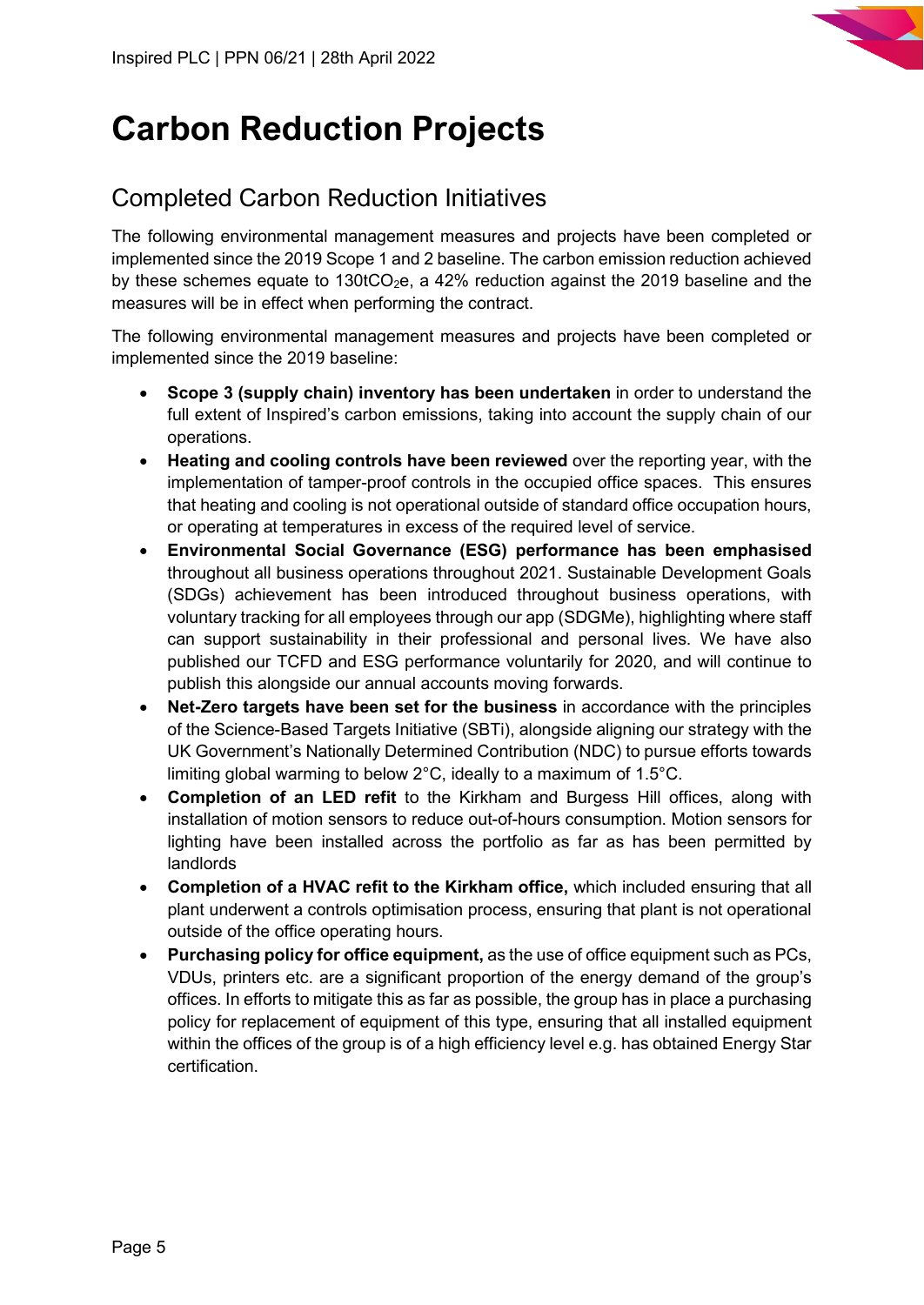# Carbon Reduction Projects

## Completed Carbon Reduction Initiatives

The following environmental management measures and projects have been completed or implemented since the 2019 Scope 1 and 2 baseline. The carbon emission reduction achieved by these schemes equate to 130t$CO_2$e, a 42% reduction against the 2019 baseline and the measures will be in effect when performing the contract.

The following environmental management measures and projects have been completed or implemented since the 2019 baseline:

- **Scope 3 (supply chain) inventory has been undertaken** in order to understand the full extent of Inspired's carbon emissions, taking into account the supply chain of our operations.
- **Heating and cooling controls have been reviewed** over the reporting year, with the implementation of tamper-proof controls in the occupied office spaces. This ensures that heating and cooling is not operational outside of standard office occupation hours, or operating at temperatures in excess of the required level of service.
- **Environmental Social Governance (ESG) performance has been emphasised** throughout all business operations throughout 2021. Sustainable Development Goals (SDGs) achievement has been introduced throughout business operations, with voluntary tracking for all employees through our app (SDGMe), highlighting where staff can support sustainability in their professional and personal lives. We have also published our TCFD and ESG performance voluntarily for 2020, and will continue to publish this alongside our annual accounts moving forwards.
- **Net-Zero targets have been set for the business** in accordance with the principles of the Science-Based Targets Initiative (SBTi), alongside aligning our strategy with the UK Government's Nationally Determined Contribution (NDC) to pursue efforts towards limiting global warming to below 2°C, ideally to a maximum of 1.5°C.
- **Completion of an LED refit** to the Kirkham and Burgess Hill offices, along with installation of motion sensors to reduce out-of-hours consumption. Motion sensors for lighting have been installed across the portfolio as far as has been permitted by landlords
- **Completion of a HVAC refit to the Kirkham office,** which included ensuring that all plant underwent a controls optimisation process, ensuring that plant is not operational outside of the office operating hours.
- **Purchasing policy for office equipment,** as the use of office equipment such as PCs, VDUs, printers etc. are a significant proportion of the energy demand of the group's offices. In efforts to mitigate this as far as possible, the group has in place a purchasing policy for replacement of equipment of this type, ensuring that all installed equipment within the offices of the group is of a high efficiency level e.g. has obtained Energy Star certification.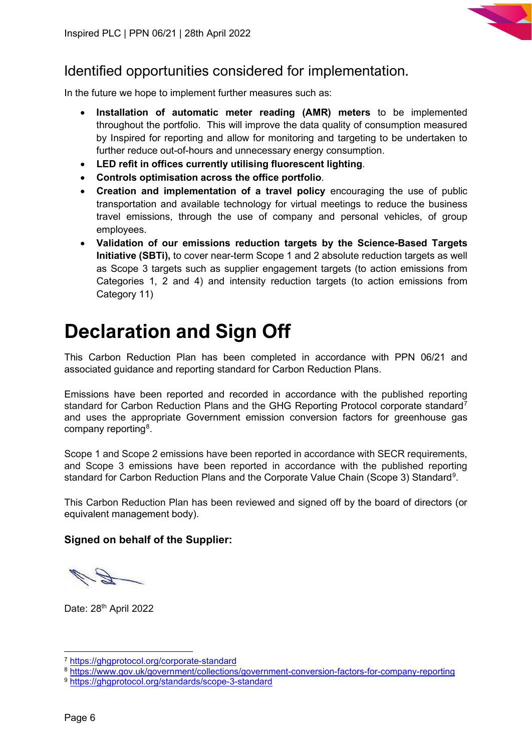## Identified opportunities considered for implementation.

In the future we hope to implement further measures such as:

- **Installation of automatic meter reading (AMR) meters** to be implemented throughout the portfolio. This will improve the data quality of consumption measured by Inspired for reporting and allow for monitoring and targeting to be undertaken to further reduce out-of-hours and unnecessary energy consumption.
- **LED refit in offices currently utilising fluorescent lighting**.
- **Controls optimisation across the office portfolio**.
- **Creation and implementation of a travel policy** encouraging the use of public transportation and available technology for virtual meetings to reduce the business travel emissions, through the use of company and personal vehicles, of group employees.
- **Validation of our emissions reduction targets by the Science-Based Targets Initiative (SBTi),** to cover near-term Scope 1 and 2 absolute reduction targets as well as Scope 3 targets such as supplier engagement targets (to action emissions from Categories 1, 2 and 4) and intensity reduction targets (to action emissions from Category 11)

# Declaration and Sign Off

This Carbon Reduction Plan has been completed in accordance with PPN 06/21 and associated guidance and reporting standard for Carbon Reduction Plans.

Emissions have been reported and recorded in accordance with the published reporting standard for Carbon Reduction Plans and the GHG Reporting Protocol corporate standard[7] and uses the appropriate Government emission conversion factors for greenhouse gas company reporting[8].

Scope 1 and Scope 2 emissions have been reported in accordance with SECR requirements, and Scope 3 emissions have been reported in accordance with the published reporting standard for Carbon Reduction Plans and the Corporate Value Chain (Scope 3) Standard[9].

This Carbon Reduction Plan has been reviewed and signed off by the board of directors (or equivalent management body).

### Signed on behalf of the Supplier:

Date: 28th April 2022

---

[7] https://ghgprotocol.org/corporate-standard

[8] https://www.gov.uk/government/collections/government-conversion-factors-for-company-reporting

[9] https://ghgprotocol.org/standards/scope-3-standard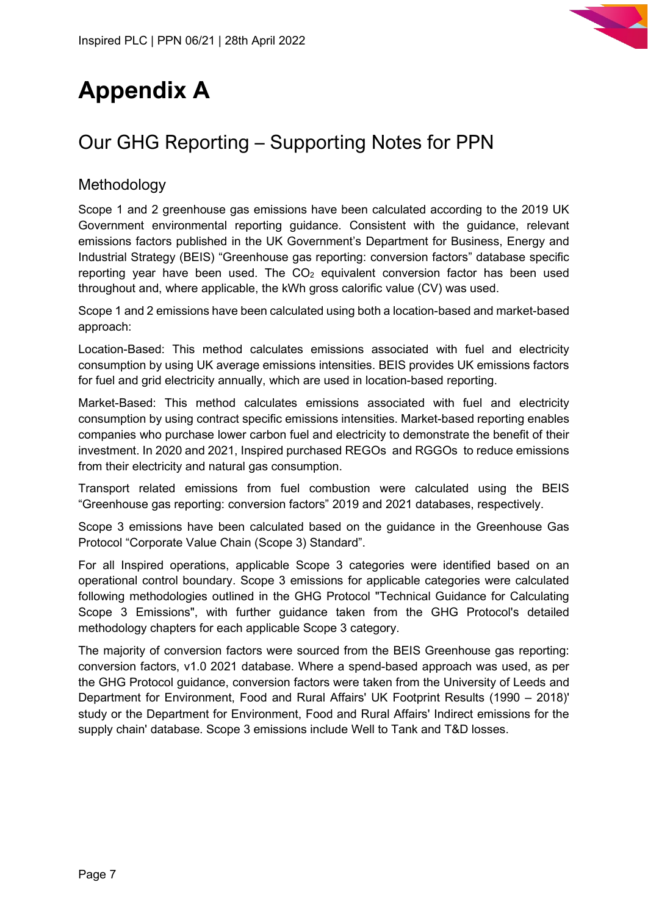# Appendix A

## Our GHG Reporting – Supporting Notes for PPN

### Methodology

Scope 1 and 2 greenhouse gas emissions have been calculated according to the 2019 UK Government environmental reporting guidance. Consistent with the guidance, relevant emissions factors published in the UK Government's Department for Business, Energy and Industrial Strategy (BEIS) "Greenhouse gas reporting: conversion factors" database specific reporting year have been used. The $CO_2$ equivalent conversion factor has been used throughout and, where applicable, the kWh gross calorific value (CV) was used.

Scope 1 and 2 emissions have been calculated using both a location-based and market-based approach:

Location-Based: This method calculates emissions associated with fuel and electricity consumption by using UK average emissions intensities. BEIS provides UK emissions factors for fuel and grid electricity annually, which are used in location-based reporting.

Market-Based: This method calculates emissions associated with fuel and electricity consumption by using contract specific emissions intensities. Market-based reporting enables companies who purchase lower carbon fuel and electricity to demonstrate the benefit of their investment. In 2020 and 2021, Inspired purchased REGOs and RGGOs to reduce emissions from their electricity and natural gas consumption.

Transport related emissions from fuel combustion were calculated using the BEIS "Greenhouse gas reporting: conversion factors" 2019 and 2021 databases, respectively.

Scope 3 emissions have been calculated based on the guidance in the Greenhouse Gas Protocol "Corporate Value Chain (Scope 3) Standard".

For all Inspired operations, applicable Scope 3 categories were identified based on an operational control boundary. Scope 3 emissions for applicable categories were calculated following methodologies outlined in the GHG Protocol "Technical Guidance for Calculating Scope 3 Emissions", with further guidance taken from the GHG Protocol's detailed methodology chapters for each applicable Scope 3 category.

The majority of conversion factors were sourced from the BEIS Greenhouse gas reporting: conversion factors, v1.0 2021 database. Where a spend-based approach was used, as per the GHG Protocol guidance, conversion factors were taken from the University of Leeds and Department for Environment, Food and Rural Affairs' UK Footprint Results (1990 – 2018)' study or the Department for Environment, Food and Rural Affairs' Indirect emissions for the supply chain' database. Scope 3 emissions include Well to Tank and T&D losses.